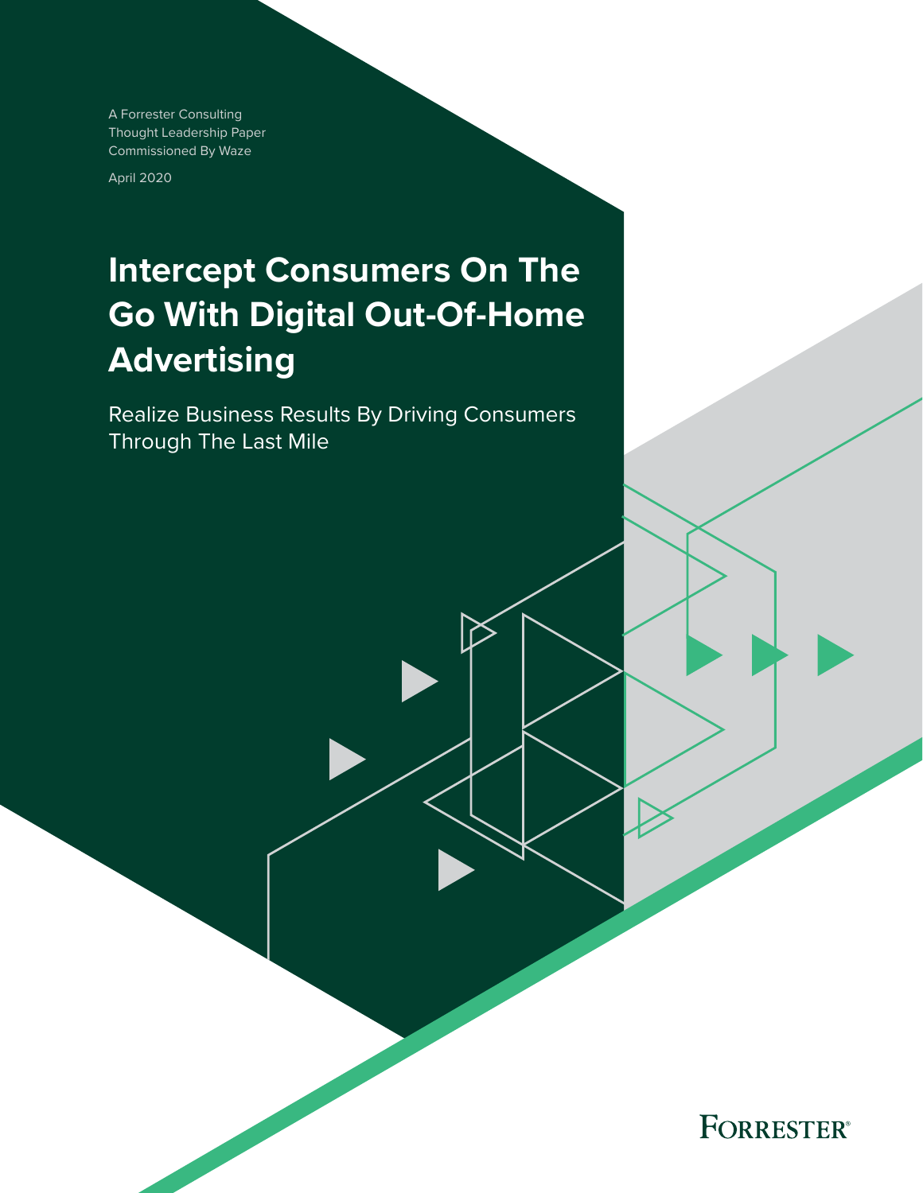A Forrester Consulting
Thought Leadership Paper
Commissioned By Waze

April 2020

# Intercept Consumers On The Go With Digital Out-Of-Home Advertising

## Realize Business Results By Driving Consumers Through The Last Mile

FORRESTER®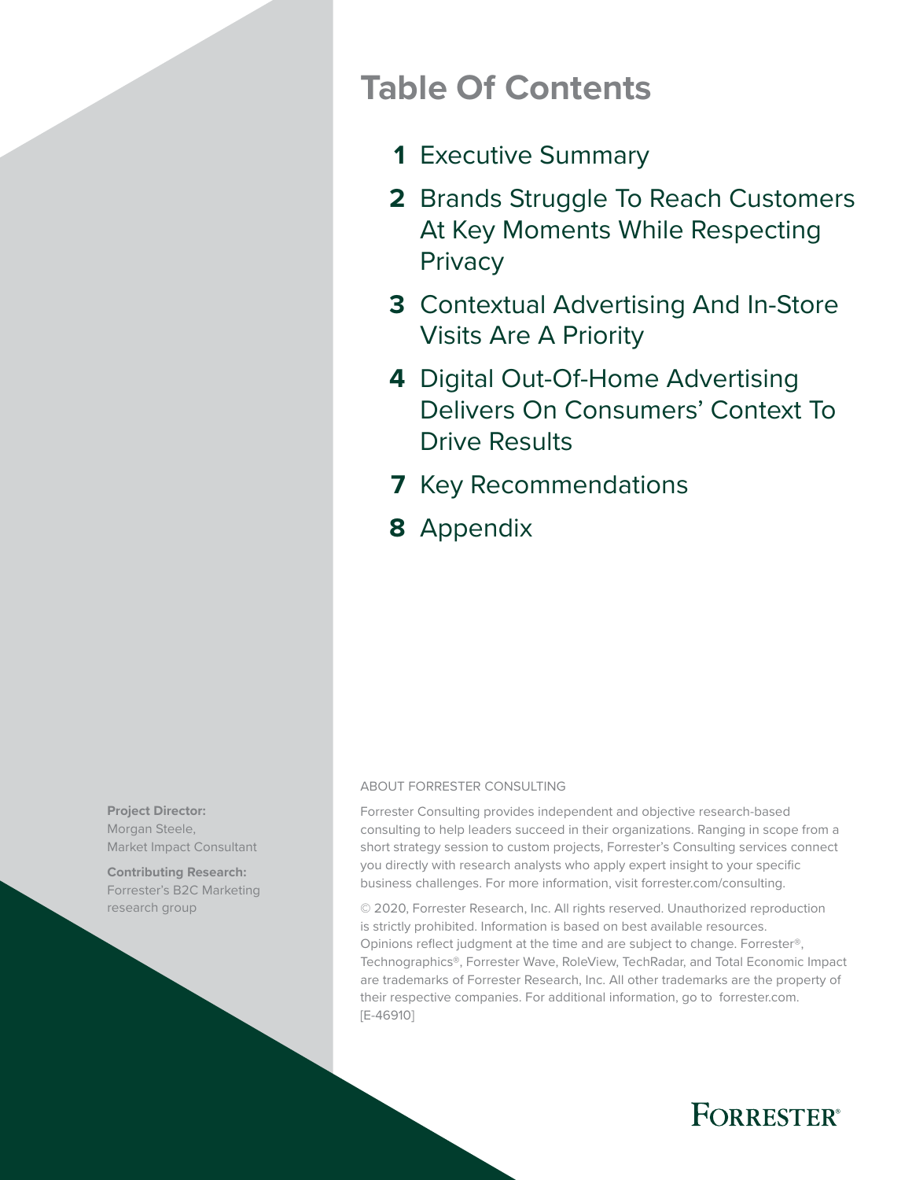# Table Of Contents

- **1** Executive Summary
- **2** Brands Struggle To Reach Customers At Key Moments While Respecting Privacy
- **3** Contextual Advertising And In-Store Visits Are A Priority
- **4** Digital Out-Of-Home Advertising Delivers On Consumers' Context To Drive Results
- **7** Key Recommendations
- **8** Appendix

**Project Director:**
Morgan Steele,
Market Impact Consultant

**Contributing Research:**
Forrester's B2C Marketing research group

ABOUT FORRESTER CONSULTING

Forrester Consulting provides independent and objective research-based consulting to help leaders succeed in their organizations. Ranging in scope from a short strategy session to custom projects, Forrester's Consulting services connect you directly with research analysts who apply expert insight to your specific business challenges. For more information, visit forrester.com/consulting.

© 2020, Forrester Research, Inc. All rights reserved. Unauthorized reproduction is strictly prohibited. Information is based on best available resources. Opinions reflect judgment at the time and are subject to change. Forrester®, Technographics®, Forrester Wave, RoleView, TechRadar, and Total Economic Impact are trademarks of Forrester Research, Inc. All other trademarks are the property of their respective companies. For additional information, go to forrester.com. [E-46910]

FORRESTER®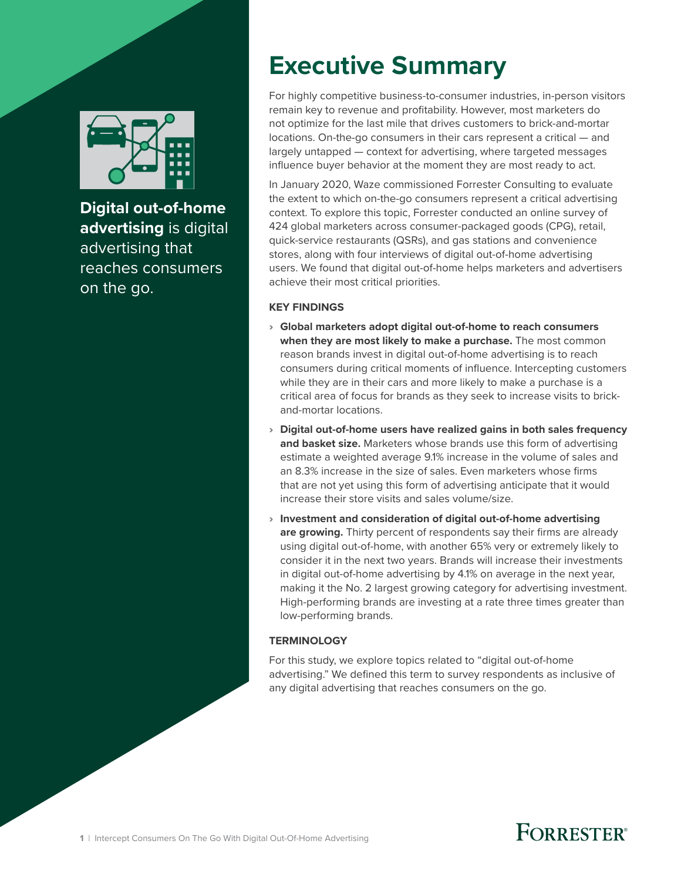**Digital out-of-home advertising** is digital advertising that reaches consumers on the go.

# Executive Summary

For highly competitive business-to-consumer industries, in-person visitors remain key to revenue and profitability. However, most marketers do not optimize for the last mile that drives customers to brick-and-mortar locations. On-the-go consumers in their cars represent a critical — and largely untapped — context for advertising, where targeted messages influence buyer behavior at the moment they are most ready to act.

In January 2020, Waze commissioned Forrester Consulting to evaluate the extent to which on-the-go consumers represent a critical advertising context. To explore this topic, Forrester conducted an online survey of 424 global marketers across consumer-packaged goods (CPG), retail, quick-service restaurants (QSRs), and gas stations and convenience stores, along with four interviews of digital out-of-home advertising users. We found that digital out-of-home helps marketers and advertisers achieve their most critical priorities.

### KEY FINDINGS

- **Global marketers adopt digital out-of-home to reach consumers when they are most likely to make a purchase.** The most common reason brands invest in digital out-of-home advertising is to reach consumers during critical moments of influence. Intercepting customers while they are in their cars and more likely to make a purchase is a critical area of focus for brands as they seek to increase visits to brick-and-mortar locations.
- **Digital out-of-home users have realized gains in both sales frequency and basket size.** Marketers whose brands use this form of advertising estimate a weighted average 9.1% increase in the volume of sales and an 8.3% increase in the size of sales. Even marketers whose firms that are not yet using this form of advertising anticipate that it would increase their store visits and sales volume/size.
- **Investment and consideration of digital out-of-home advertising are growing.** Thirty percent of respondents say their firms are already using digital out-of-home, with another 65% very or extremely likely to consider it in the next two years. Brands will increase their investments in digital out-of-home advertising by 4.1% on average in the next year, making it the No. 2 largest growing category for advertising investment. High-performing brands are investing at a rate three times greater than low-performing brands.

### TERMINOLOGY

For this study, we explore topics related to "digital out-of-home advertising." We defined this term to survey respondents as inclusive of any digital advertising that reaches consumers on the go.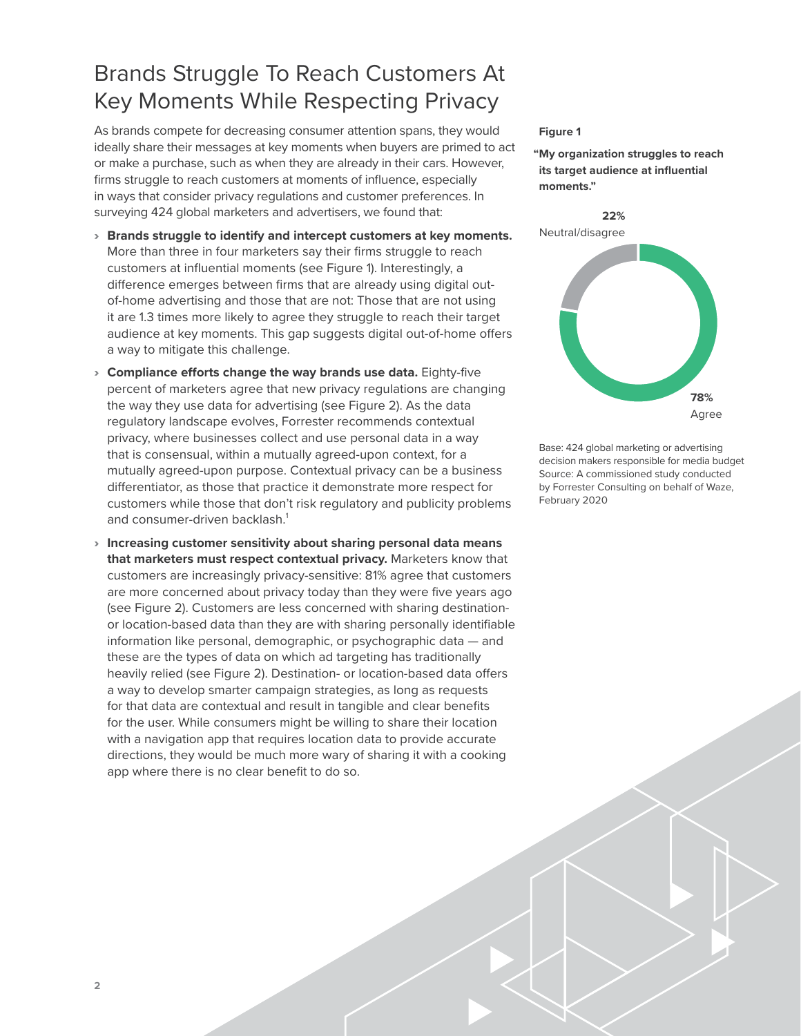# Brands Struggle To Reach Customers At Key Moments While Respecting Privacy

As brands compete for decreasing consumer attention spans, they would ideally share their messages at key moments when buyers are primed to act or make a purchase, such as when they are already in their cars. However, firms struggle to reach customers at moments of influence, especially in ways that consider privacy regulations and customer preferences. In surveying 424 global marketers and advertisers, we found that:

- **Brands struggle to identify and intercept customers at key moments.** More than three in four marketers say their firms struggle to reach customers at influential moments (see Figure 1). Interestingly, a difference emerges between firms that are already using digital out-of-home advertising and those that are not: Those that are not using it are 1.3 times more likely to agree they struggle to reach their target audience at key moments. This gap suggests digital out-of-home offers a way to mitigate this challenge.
- **Compliance efforts change the way brands use data.** Eighty-five percent of marketers agree that new privacy regulations are changing the way they use data for advertising (see Figure 2). As the data regulatory landscape evolves, Forrester recommends contextual privacy, where businesses collect and use personal data in a way that is consensual, within a mutually agreed-upon context, for a mutually agreed-upon purpose. Contextual privacy can be a business differentiator, as those that practice it demonstrate more respect for customers while those that don't risk regulatory and publicity problems and consumer-driven backlash.[1]
- **Increasing customer sensitivity about sharing personal data means that marketers must respect contextual privacy.** Marketers know that customers are increasingly privacy-sensitive: 81% agree that customers are more concerned about privacy today than they were five years ago (see Figure 2). Customers are less concerned with sharing destination- or location-based data than they are with sharing personally identifiable information like personal, demographic, or psychographic data — and these are the types of data on which ad targeting has traditionally heavily relied (see Figure 2). Destination- or location-based data offers a way to develop smarter campaign strategies, as long as requests for that data are contextual and result in tangible and clear benefits for the user. While consumers might be willing to share their location with a navigation app that requires location data to provide accurate directions, they would be much more wary of sharing it with a cooking app where there is no clear benefit to do so.

**Figure 1**

**"My organization struggles to reach its target audience at influential moments."**

| Response | Percentage |
| --- | --- |
| Agree | 78% |
| Neutral/disagree | 22% |

Base: 424 global marketing or advertising decision makers responsible for media budget
Source: A commissioned study conducted by Forrester Consulting on behalf of Waze, February 2020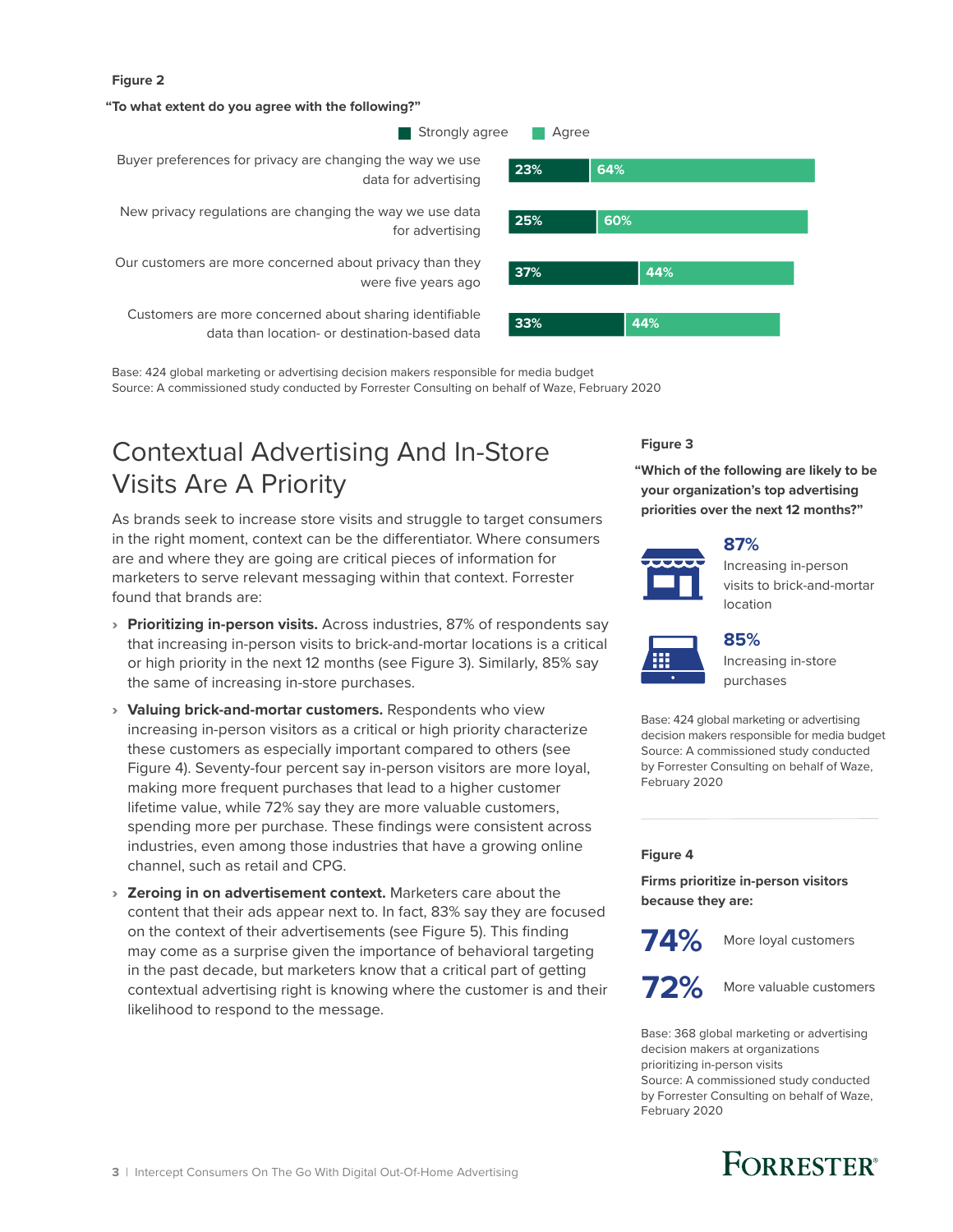**Figure 2**

**"To what extent do you agree with the following?"**

| | Strongly agree | Agree |
|---|---|---|
| Buyer preferences for privacy are changing the way we use data for advertising | 23% | 64% |
| New privacy regulations are changing the way we use data for advertising | 25% | 60% |
| Our customers are more concerned about privacy than they were five years ago | 37% | 44% |
| Customers are more concerned about sharing identifiable data than location- or destination-based data | 33% | 44% |

Base: 424 global marketing or advertising decision makers responsible for media budget
Source: A commissioned study conducted by Forrester Consulting on behalf of Waze, February 2020

## Contextual Advertising And In-Store Visits Are A Priority

As brands seek to increase store visits and struggle to target consumers in the right moment, context can be the differentiator. Where consumers are and where they are going are critical pieces of information for marketers to serve relevant messaging within that context. Forrester found that brands are:

- **Prioritizing in-person visits.** Across industries, 87% of respondents say that increasing in-person visits to brick-and-mortar locations is a critical or high priority in the next 12 months (see Figure 3). Similarly, 85% say the same of increasing in-store purchases.
- **Valuing brick-and-mortar customers.** Respondents who view increasing in-person visitors as a critical or high priority characterize these customers as especially important compared to others (see Figure 4). Seventy-four percent say in-person visitors are more loyal, making more frequent purchases that lead to a higher customer lifetime value, while 72% say they are more valuable customers, spending more per purchase. These findings were consistent across industries, even among those industries that have a growing online channel, such as retail and CPG.
- **Zeroing in on advertisement context.** Marketers care about the content that their ads appear next to. In fact, 83% say they are focused on the context of their advertisements (see Figure 5). This finding may come as a surprise given the importance of behavioral targeting in the past decade, but marketers know that a critical part of getting contextual advertising right is knowing where the customer is and their likelihood to respond to the message.

**Figure 3**

**"Which of the following are likely to be your organization's top advertising priorities over the next 12 months?"**

**87%** Increasing in-person visits to brick-and-mortar location

**85%** Increasing in-store purchases

Base: 424 global marketing or advertising decision makers responsible for media budget
Source: A commissioned study conducted by Forrester Consulting on behalf of Waze, February 2020

**Figure 4**

**Firms prioritize in-person visitors because they are:**

**74%** More loyal customers

**72%** More valuable customers

Base: 368 global marketing or advertising decision makers at organizations prioritizing in-person visits
Source: A commissioned study conducted by Forrester Consulting on behalf of Waze, February 2020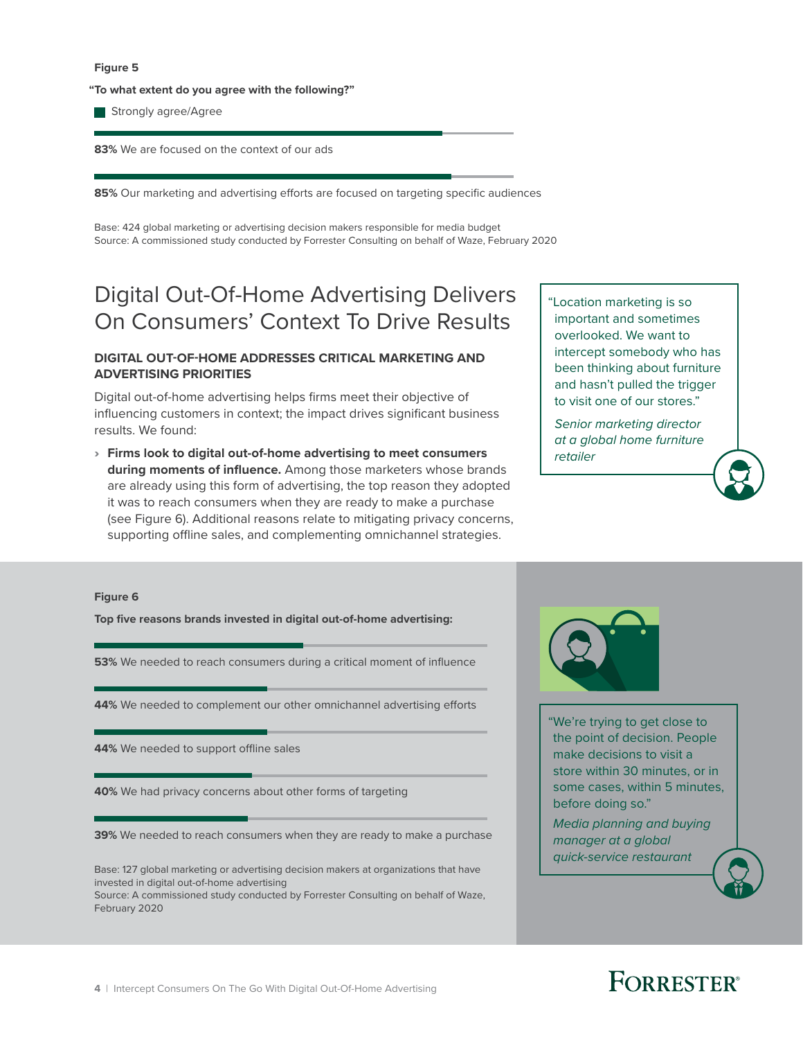**Figure 5**

**"To what extent do you agree with the following?"**

Strongly agree/Agree

**83%** We are focused on the context of our ads

**85%** Our marketing and advertising efforts are focused on targeting specific audiences

Base: 424 global marketing or advertising decision makers responsible for media budget
Source: A commissioned study conducted by Forrester Consulting on behalf of Waze, February 2020

# Digital Out-Of-Home Advertising Delivers On Consumers' Context To Drive Results

### DIGITAL OUT-OF-HOME ADDRESSES CRITICAL MARKETING AND ADVERTISING PRIORITIES

Digital out-of-home advertising helps firms meet their objective of influencing customers in context; the impact drives significant business results. We found:

› **Firms look to digital out-of-home advertising to meet consumers during moments of influence.** Among those marketers whose brands are already using this form of advertising, the top reason they adopted it was to reach consumers when they are ready to make a purchase (see Figure 6). Additional reasons relate to mitigating privacy concerns, supporting offline sales, and complementing omnichannel strategies.

"Location marketing is so important and sometimes overlooked. We want to intercept somebody who has been thinking about furniture and hasn't pulled the trigger to visit one of our stores."

*Senior marketing director at a global home furniture retailer*

**Figure 6**

**Top five reasons brands invested in digital out-of-home advertising:**

**53%** We needed to reach consumers during a critical moment of influence

**44%** We needed to complement our other omnichannel advertising efforts

**44%** We needed to support offline sales

**40%** We had privacy concerns about other forms of targeting

**39%** We needed to reach consumers when they are ready to make a purchase

Base: 127 global marketing or advertising decision makers at organizations that have invested in digital out-of-home advertising
Source: A commissioned study conducted by Forrester Consulting on behalf of Waze, February 2020

"We're trying to get close to the point of decision. People make decisions to visit a store within 30 minutes, or in some cases, within 5 minutes, before doing so."

*Media planning and buying manager at a global quick-service restaurant*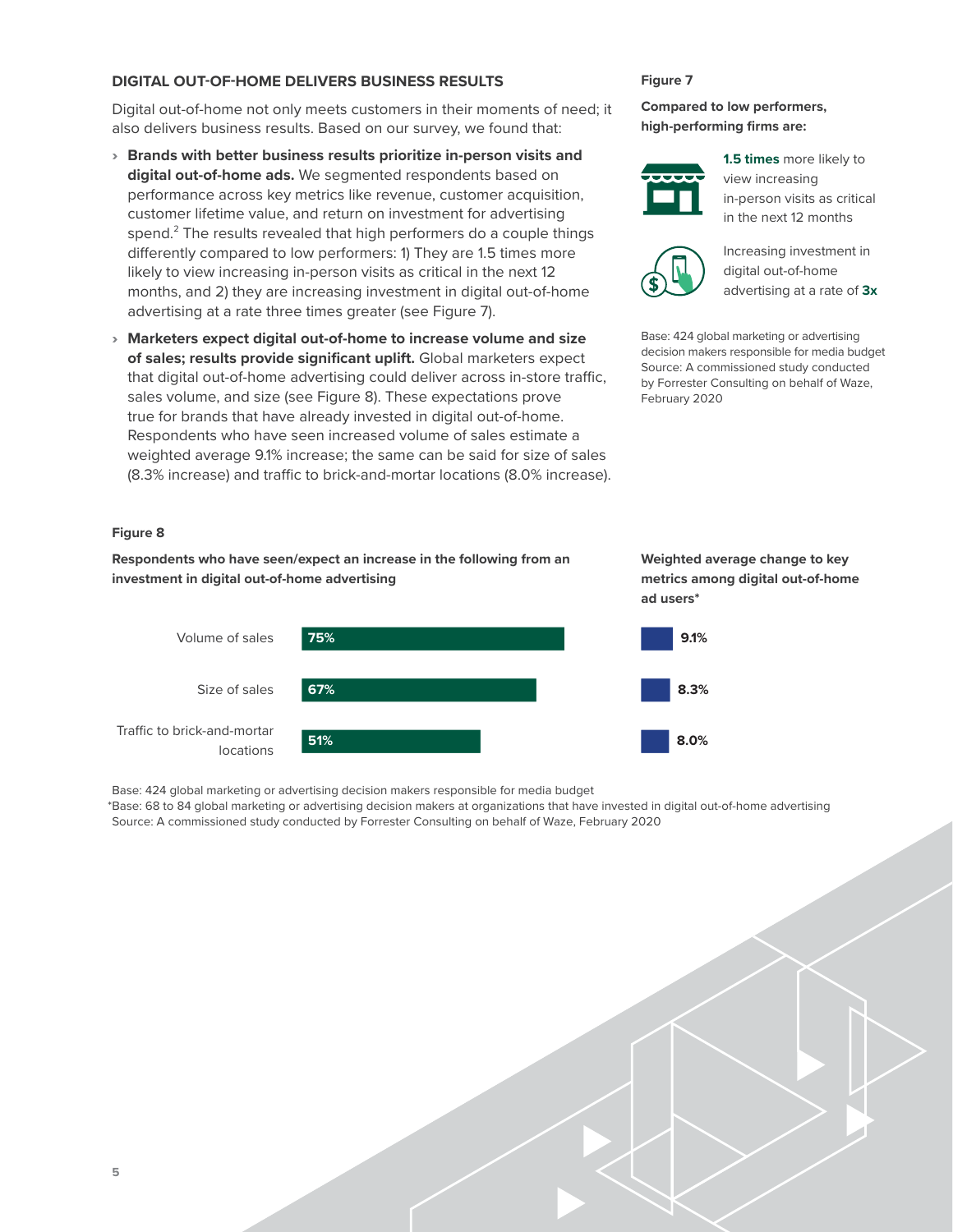## DIGITAL OUT-OF-HOME DELIVERS BUSINESS RESULTS

Digital out-of-home not only meets customers in their moments of need; it also delivers business results. Based on our survey, we found that:

- **Brands with better business results prioritize in-person visits and digital out-of-home ads.** We segmented respondents based on performance across key metrics like revenue, customer acquisition, customer lifetime value, and return on investment for advertising spend.[2] The results revealed that high performers do a couple things differently compared to low performers: 1) They are 1.5 times more likely to view increasing in-person visits as critical in the next 12 months, and 2) they are increasing investment in digital out-of-home advertising at a rate three times greater (see Figure 7).
- **Marketers expect digital out-of-home to increase volume and size of sales; results provide significant uplift.** Global marketers expect that digital out-of-home advertising could deliver across in-store traffic, sales volume, and size (see Figure 8). These expectations prove true for brands that have already invested in digital out-of-home. Respondents who have seen increased volume of sales estimate a weighted average 9.1% increase; the same can be said for size of sales (8.3% increase) and traffic to brick-and-mortar locations (8.0% increase).

**Figure 7**

**Compared to low performers, high-performing firms are:**

- **1.5 times** more likely to view increasing in-person visits as critical in the next 12 months
- Increasing investment in digital out-of-home advertising at a rate of **3x**

Base: 424 global marketing or advertising decision makers responsible for media budget
Source: A commissioned study conducted by Forrester Consulting on behalf of Waze, February 2020

**Figure 8**

| | Respondents who have seen/expect an increase in the following from an investment in digital out-of-home advertising | Weighted average change to key metrics among digital out-of-home ad users* |
|---|---|---|
| Volume of sales | 75% | 9.1% |
| Size of sales | 67% | 8.3% |
| Traffic to brick-and-mortar locations | 51% | 8.0% |

Base: 424 global marketing or advertising decision makers responsible for media budget
*Base: 68 to 84 global marketing or advertising decision makers at organizations that have invested in digital out-of-home advertising
Source: A commissioned study conducted by Forrester Consulting on behalf of Waze, February 2020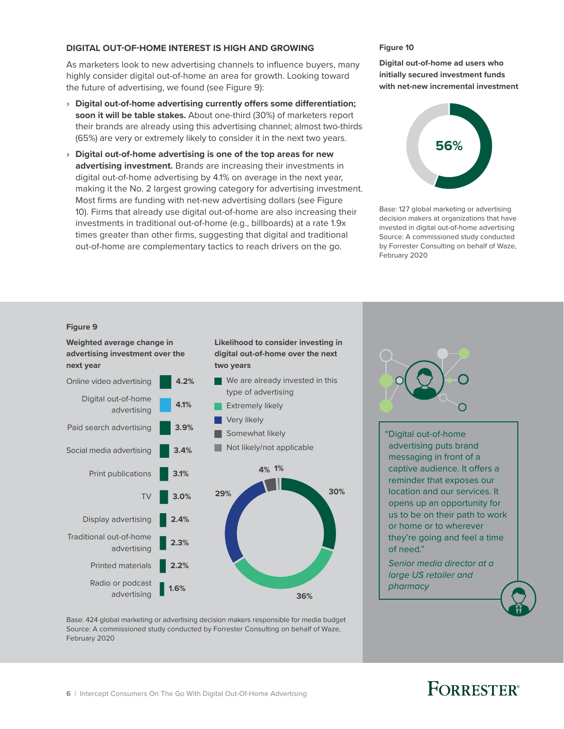## DIGITAL OUT-OF-HOME INTEREST IS HIGH AND GROWING

As marketers look to new advertising channels to influence buyers, many highly consider digital out-of-home an area for growth. Looking toward the future of advertising, we found (see Figure 9):

- **Digital out-of-home advertising currently offers some differentiation; soon it will be table stakes.** About one-third (30%) of marketers report their brands are already using this advertising channel; almost two-thirds (65%) are very or extremely likely to consider it in the next two years.
- **Digital out-of-home advertising is one of the top areas for new advertising investment.** Brands are increasing their investments in digital out-of-home advertising by 4.1% on average in the next year, making it the No. 2 largest growing category for advertising investment. Most firms are funding with net-new advertising dollars (see Figure 10). Firms that already use digital out-of-home are also increasing their investments in traditional out-of-home (e.g., billboards) at a rate 1.9x times greater than other firms, suggesting that digital and traditional out-of-home are complementary tactics to reach drivers on the go.

**Figure 10**

**Digital out-of-home ad users who initially secured investment funds with net-new incremental investment**

56%

Base: 127 global marketing or advertising decision makers at organizations that have invested in digital out-of-home advertising
Source: A commissioned study conducted by Forrester Consulting on behalf of Waze, February 2020

**Figure 9**

**Weighted average change in advertising investment over the next year**

| Channel | Change |
| --- | --- |
| Online video advertising | 4.2% |
| Digital out-of-home advertising | 4.1% |
| Paid search advertising | 3.9% |
| Social media advertising | 3.4% |
| Print publications | 3.1% |
| TV | 3.0% |
| Display advertising | 2.4% |
| Traditional out-of-home advertising | 2.3% |
| Printed materials | 2.2% |
| Radio or podcast advertising | 1.6% |

**Likelihood to consider investing in digital out-of-home over the next two years**

| Response | Percentage |
| --- | --- |
| We are already invested in this type of advertising | 30% |
| Extremely likely | 36% |
| Very likely | 29% |
| Somewhat likely | 4% |
| Not likely/not applicable | 1% |

Base: 424 global marketing or advertising decision makers responsible for media budget
Source: A commissioned study conducted by Forrester Consulting on behalf of Waze, February 2020

"Digital out-of-home advertising puts brand messaging in front of a captive audience. It offers a reminder that exposes our location and our services. It opens up an opportunity for us to be on their path to work or home or to wherever they're going and feel a time of need."

*Senior media director at a large US retailer and pharmacy*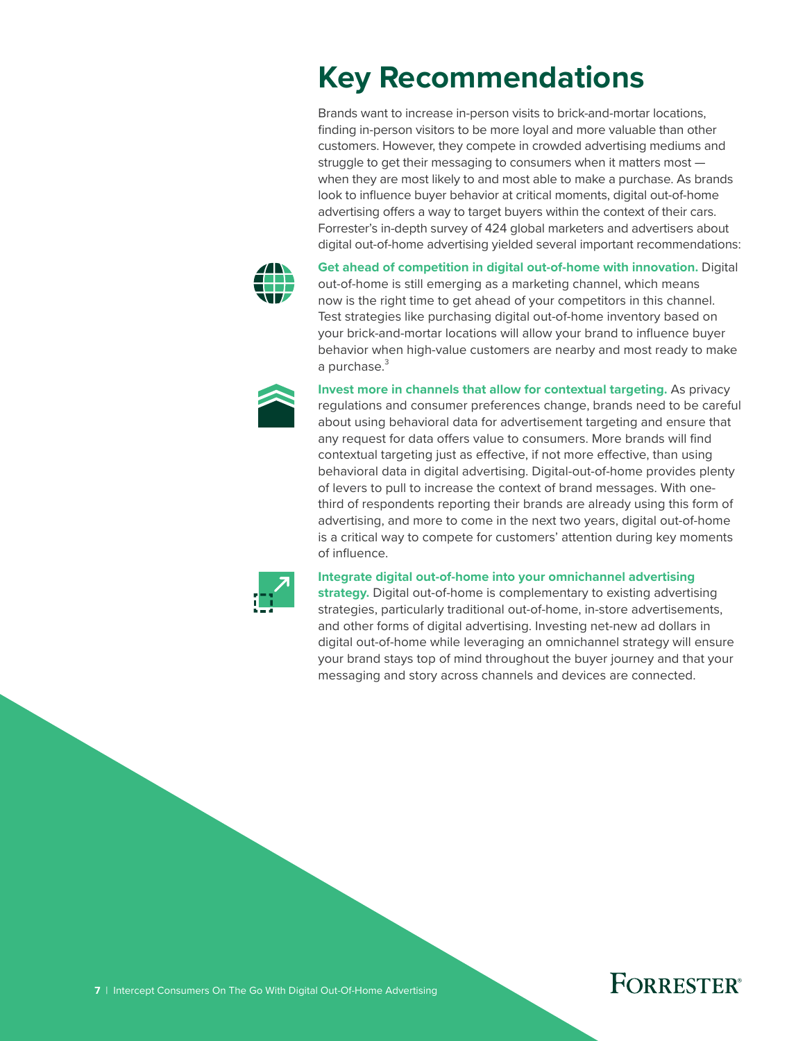# Key Recommendations

Brands want to increase in-person visits to brick-and-mortar locations, finding in-person visitors to be more loyal and more valuable than other customers. However, they compete in crowded advertising mediums and struggle to get their messaging to consumers when it matters most — when they are most likely to and most able to make a purchase. As brands look to influence buyer behavior at critical moments, digital out-of-home advertising offers a way to target buyers within the context of their cars. Forrester's in-depth survey of 424 global marketers and advertisers about digital out-of-home advertising yielded several important recommendations:

**Get ahead of competition in digital out-of-home with innovation.** Digital out-of-home is still emerging as a marketing channel, which means now is the right time to get ahead of your competitors in this channel. Test strategies like purchasing digital out-of-home inventory based on your brick-and-mortar locations will allow your brand to influence buyer behavior when high-value customers are nearby and most ready to make a purchase.[3]

**Invest more in channels that allow for contextual targeting.** As privacy regulations and consumer preferences change, brands need to be careful about using behavioral data for advertisement targeting and ensure that any request for data offers value to consumers. More brands will find contextual targeting just as effective, if not more effective, than using behavioral data in digital advertising. Digital-out-of-home provides plenty of levers to pull to increase the context of brand messages. With one-third of respondents reporting their brands are already using this form of advertising, and more to come in the next two years, digital out-of-home is a critical way to compete for customers' attention during key moments of influence.

**Integrate digital out-of-home into your omnichannel advertising strategy.** Digital out-of-home is complementary to existing advertising strategies, particularly traditional out-of-home, in-store advertisements, and other forms of digital advertising. Investing net-new ad dollars in digital out-of-home while leveraging an omnichannel strategy will ensure your brand stays top of mind throughout the buyer journey and that your messaging and story across channels and devices are connected.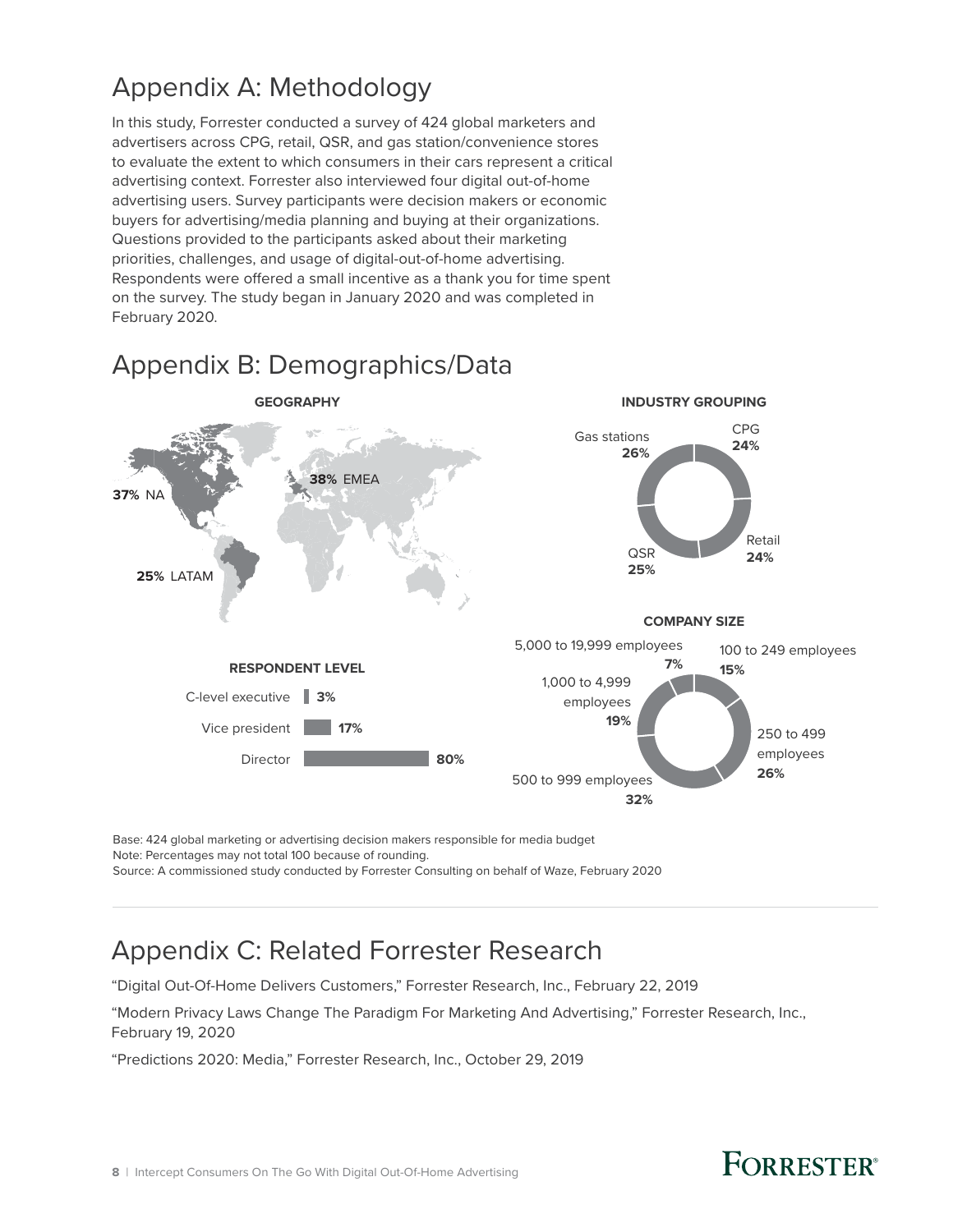# Appendix A: Methodology

In this study, Forrester conducted a survey of 424 global marketers and advertisers across CPG, retail, QSR, and gas station/convenience stores to evaluate the extent to which consumers in their cars represent a critical advertising context. Forrester also interviewed four digital out-of-home advertising users. Survey participants were decision makers or economic buyers for advertising/media planning and buying at their organizations. Questions provided to the participants asked about their marketing priorities, challenges, and usage of digital-out-of-home advertising. Respondents were offered a small incentive as a thank you for time spent on the survey. The study began in January 2020 and was completed in February 2020.

# Appendix B: Demographics/Data

**GEOGRAPHY**

- **37%** NA
- **38%** EMEA
- **25%** LATAM

**INDUSTRY GROUPING**

- CPG **24%**
- Retail **24%**
- QSR **25%**
- Gas stations **26%**

**RESPONDENT LEVEL**

| Level | % |
|---|---|
| C-level executive | 3% |
| Vice president | 17% |
| Director | 80% |

**COMPANY SIZE**

- 100 to 249 employees **15%**
- 250 to 499 employees **26%**
- 500 to 999 employees **32%**
- 1,000 to 4,999 employees **19%**
- 5,000 to 19,999 employees **7%**

Base: 424 global marketing or advertising decision makers responsible for media budget
Note: Percentages may not total 100 because of rounding.
Source: A commissioned study conducted by Forrester Consulting on behalf of Waze, February 2020

# Appendix C: Related Forrester Research

"Digital Out-Of-Home Delivers Customers," Forrester Research, Inc., February 22, 2019

"Modern Privacy Laws Change The Paradigm For Marketing And Advertising," Forrester Research, Inc., February 19, 2020

"Predictions 2020: Media," Forrester Research, Inc., October 29, 2019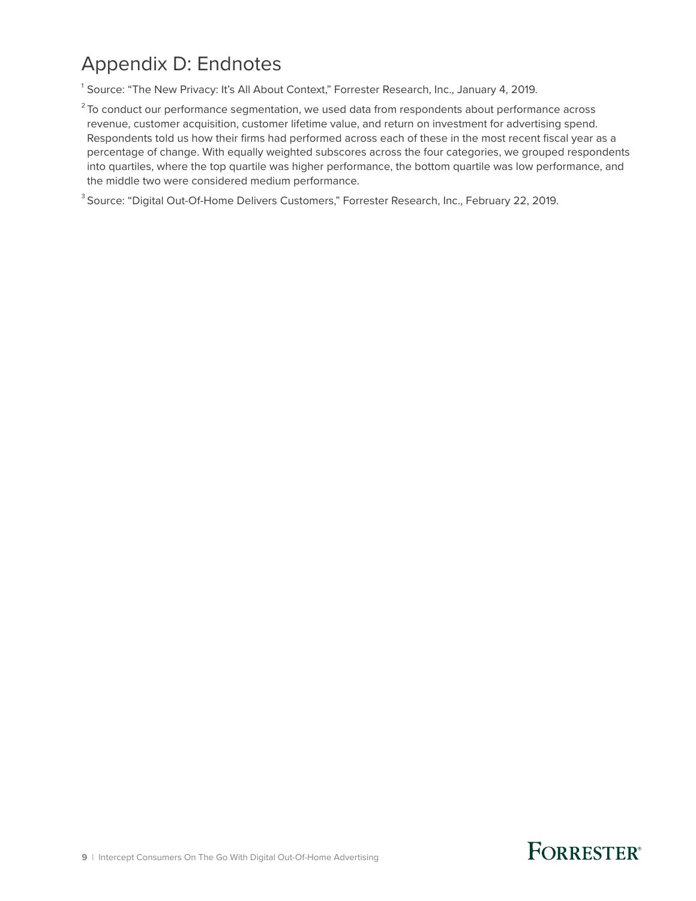# Appendix D: Endnotes

[1] Source: "The New Privacy: It's All About Context," Forrester Research, Inc., January 4, 2019.

[2] To conduct our performance segmentation, we used data from respondents about performance across revenue, customer acquisition, customer lifetime value, and return on investment for advertising spend. Respondents told us how their firms had performed across each of these in the most recent fiscal year as a percentage of change. With equally weighted subscores across the four categories, we grouped respondents into quartiles, where the top quartile was higher performance, the bottom quartile was low performance, and the middle two were considered medium performance.

[3] Source: "Digital Out-Of-Home Delivers Customers," Forrester Research, Inc., February 22, 2019.